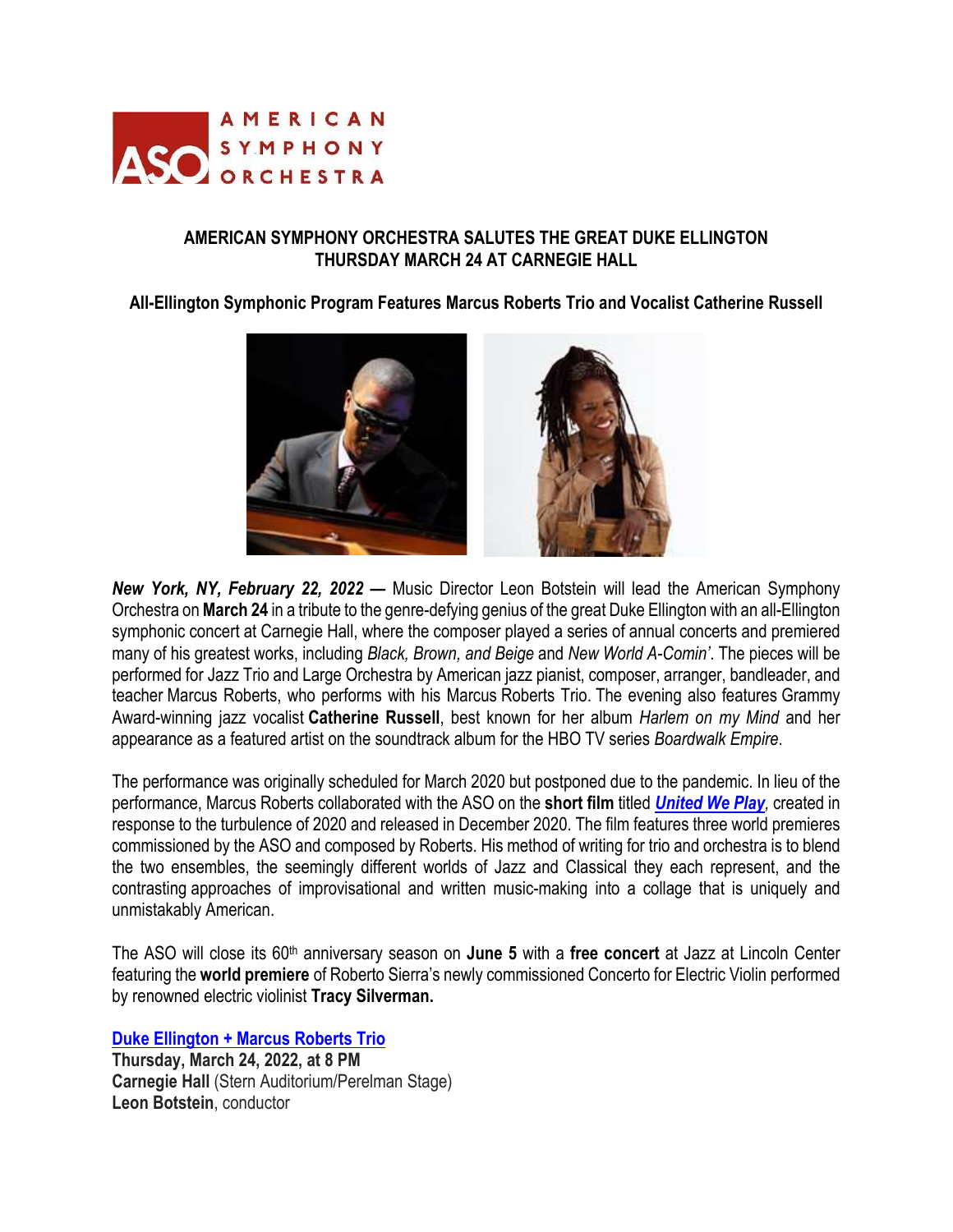# AMERICAN SYMPHONY ORCHESTRA SALUTES THE GREAT DUKE ELLINGTON THURSDAY MARCH 24 AT CARNEGIE HALL

## All-Ellington Symphonic Program Features Marcus Roberts Trio and Vocalist Catherine Russell

***New York, NY, February 22, 2022 —*** Music Director Leon Botstein will lead the American Symphony Orchestra on **March 24** in a tribute to the genre-defying genius of the great Duke Ellington with an all-Ellington symphonic concert at Carnegie Hall, where the composer played a series of annual concerts and premiered many of his greatest works, including *Black, Brown, and Beige* and *New World A-Comin'*. The pieces will be performed for Jazz Trio and Large Orchestra by American jazz pianist, composer, arranger, bandleader, and teacher Marcus Roberts, who performs with his Marcus Roberts Trio. The evening also features Grammy Award-winning jazz vocalist **Catherine Russell**, best known for her album *Harlem on my Mind* and her appearance as a featured artist on the soundtrack album for the HBO TV series *Boardwalk Empire*.

The performance was originally scheduled for March 2020 but postponed due to the pandemic. In lieu of the performance, Marcus Roberts collaborated with the ASO on the **short film** titled ***United We Play***, created in response to the turbulence of 2020 and released in December 2020. The film features three world premieres commissioned by the ASO and composed by Roberts. His method of writing for trio and orchestra is to blend the two ensembles, the seemingly different worlds of Jazz and Classical they each represent, and the contrasting approaches of improvisational and written music-making into a collage that is uniquely and unmistakably American.

The ASO will close its 60th anniversary season on **June 5** with a **free concert** at Jazz at Lincoln Center featuring the **world premiere** of Roberto Sierra's newly commissioned Concerto for Electric Violin performed by renowned electric violinist **Tracy Silverman.**

**Duke Ellington + Marcus Roberts Trio**
**Thursday, March 24, 2022, at 8 PM**
**Carnegie Hall** (Stern Auditorium/Perelman Stage)
**Leon Botstein**, conductor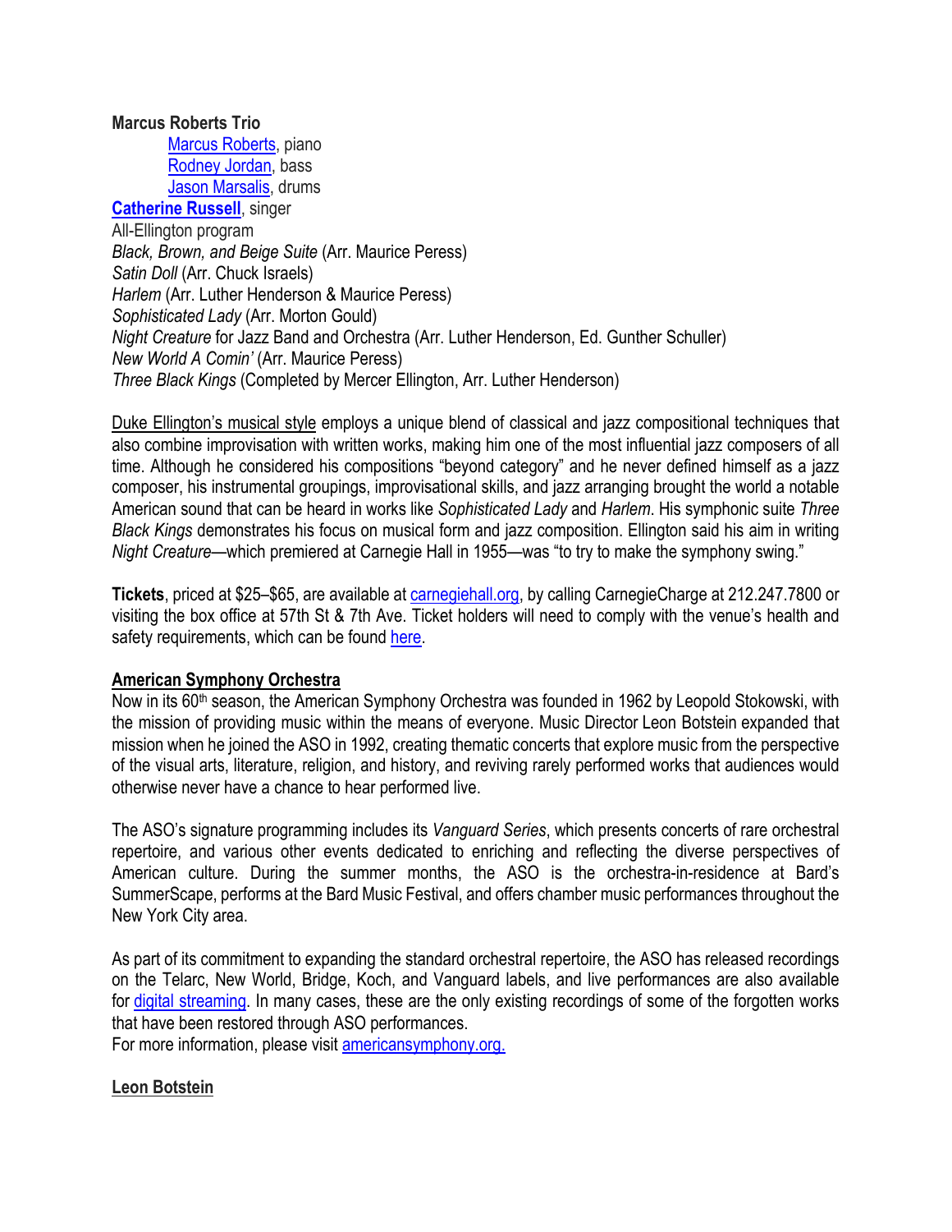**Marcus Roberts Trio**

- [Marcus Roberts], piano
- [Rodney Jordan], bass
- [Jason Marsalis], drums

**Catherine Russell**, singer

All-Ellington program

*Black, Brown, and Beige Suite* (Arr. Maurice Peress)
*Satin Doll* (Arr. Chuck Israels)
*Harlem* (Arr. Luther Henderson & Maurice Peress)
*Sophisticated Lady* (Arr. Morton Gould)
*Night Creature* for Jazz Band and Orchestra (Arr. Luther Henderson, Ed. Gunther Schuller)
*New World A Comin'* (Arr. Maurice Peress)
*Three Black Kings* (Completed by Mercer Ellington, Arr. Luther Henderson)

Duke Ellington's musical style employs a unique blend of classical and jazz compositional techniques that also combine improvisation with written works, making him one of the most influential jazz composers of all time. Although he considered his compositions "beyond category" and he never defined himself as a jazz composer, his instrumental groupings, improvisational skills, and jazz arranging brought the world a notable American sound that can be heard in works like *Sophisticated Lady* and *Harlem*. His symphonic suite *Three Black Kings* demonstrates his focus on musical form and jazz composition. Ellington said his aim in writing *Night Creature*—which premiered at Carnegie Hall in 1955—was "to try to make the symphony swing."

**Tickets**, priced at $25–$65, are available at carnegiehall.org, by calling CarnegieCharge at 212.247.7800 or visiting the box office at 57th St & 7th Ave. Ticket holders will need to comply with the venue's health and safety requirements, which can be found here.

## American Symphony Orchestra

Now in its 60th season, the American Symphony Orchestra was founded in 1962 by Leopold Stokowski, with the mission of providing music within the means of everyone. Music Director Leon Botstein expanded that mission when he joined the ASO in 1992, creating thematic concerts that explore music from the perspective of the visual arts, literature, religion, and history, and reviving rarely performed works that audiences would otherwise never have a chance to hear performed live.

The ASO's signature programming includes its *Vanguard Series*, which presents concerts of rare orchestral repertoire, and various other events dedicated to enriching and reflecting the diverse perspectives of American culture. During the summer months, the ASO is the orchestra-in-residence at Bard's SummerScape, performs at the Bard Music Festival, and offers chamber music performances throughout the New York City area.

As part of its commitment to expanding the standard orchestral repertoire, the ASO has released recordings on the Telarc, New World, Bridge, Koch, and Vanguard labels, and live performances are also available for digital streaming. In many cases, these are the only existing recordings of some of the forgotten works that have been restored through ASO performances.
For more information, please visit americansymphony.org.

## Leon Botstein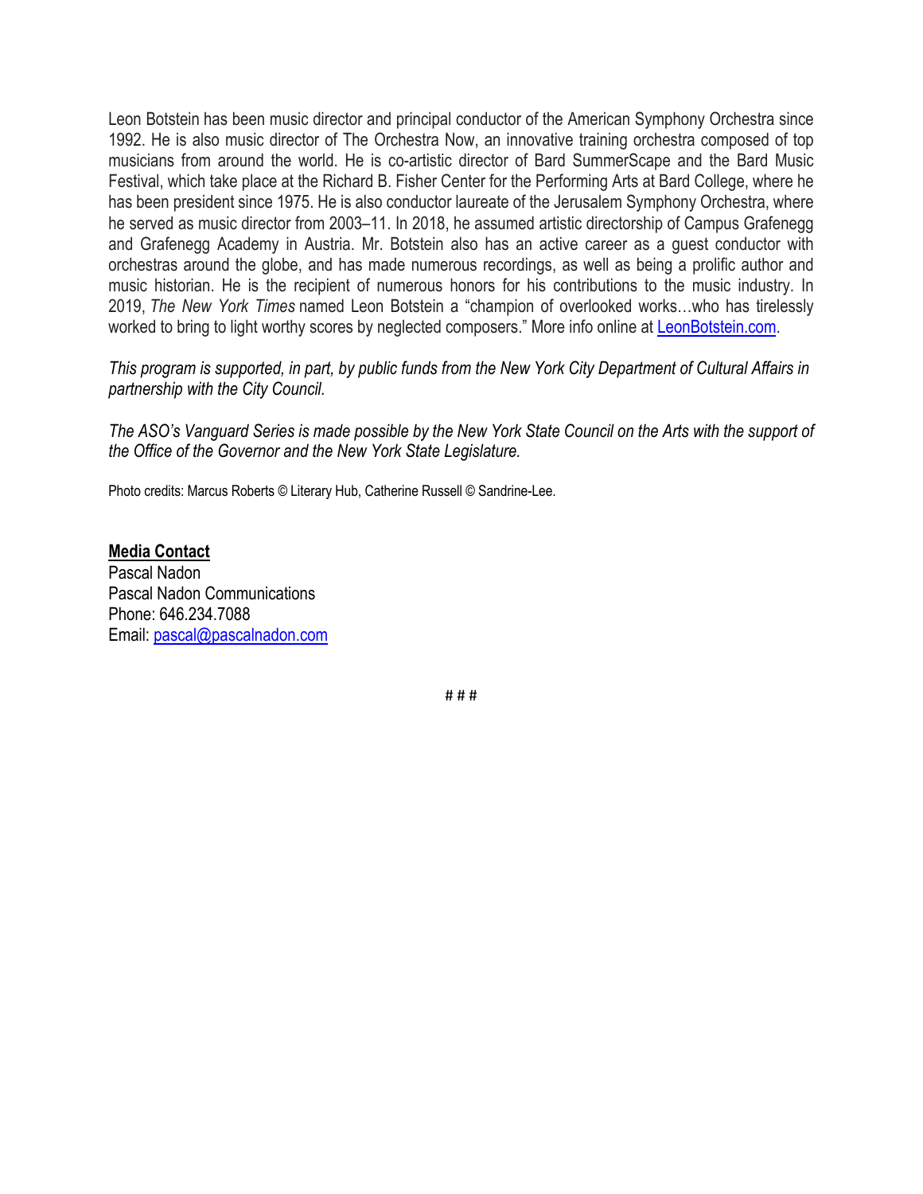Leon Botstein has been music director and principal conductor of the American Symphony Orchestra since 1992. He is also music director of The Orchestra Now, an innovative training orchestra composed of top musicians from around the world. He is co-artistic director of Bard SummerScape and the Bard Music Festival, which take place at the Richard B. Fisher Center for the Performing Arts at Bard College, where he has been president since 1975. He is also conductor laureate of the Jerusalem Symphony Orchestra, where he served as music director from 2003–11. In 2018, he assumed artistic directorship of Campus Grafenegg and Grafenegg Academy in Austria. Mr. Botstein also has an active career as a guest conductor with orchestras around the globe, and has made numerous recordings, as well as being a prolific author and music historian. He is the recipient of numerous honors for his contributions to the music industry. In 2019, *The New York Times* named Leon Botstein a "champion of overlooked works…who has tirelessly worked to bring to light worthy scores by neglected composers." More info online at [LeonBotstein.com](LeonBotstein.com).

*This program is supported, in part, by public funds from the New York City Department of Cultural Affairs in partnership with the City Council.*

*The ASO's Vanguard Series is made possible by the New York State Council on the Arts with the support of the Office of the Governor and the New York State Legislature.*

Photo credits: Marcus Roberts © Literary Hub, Catherine Russell © Sandrine-Lee.

**Media Contact**
Pascal Nadon
Pascal Nadon Communications
Phone: 646.234.7088
Email: [pascal@pascalnadon.com](mailto:pascal@pascalnadon.com)

# # #